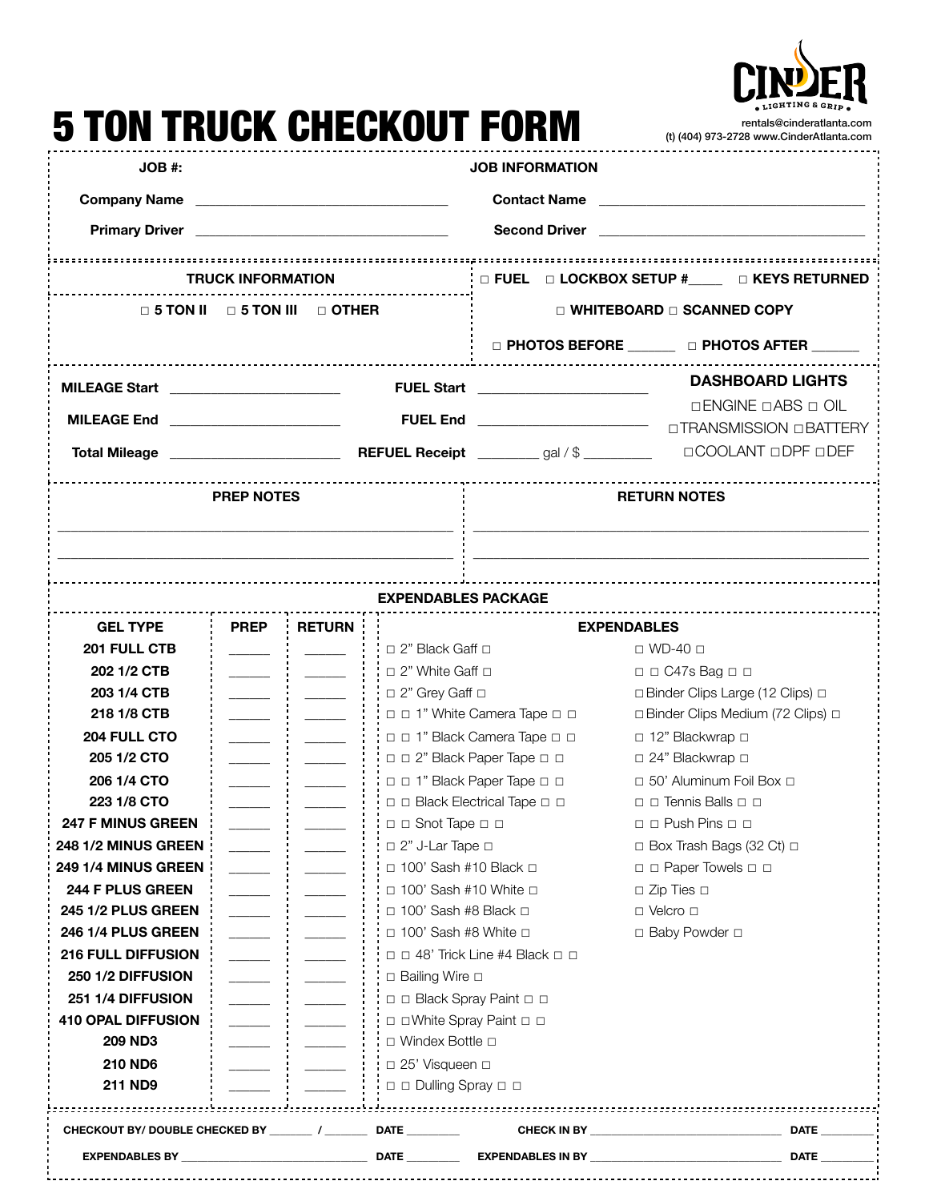# 5 TON TRUCK CHECKOUT FORM

CINDER LIGHTING & GRIP
rentals@cinderatlanta.com
(t) (404) 973-2728 www.CinderAtlanta.com

**JOB #:** **JOB INFORMATION**

**Company Name** ______________________ **Contact Name** ______________________

**Primary Driver** ______________________ **Second Driver** ______________________

**TRUCK INFORMATION**

□ 5 TON II □ 5 TON III □ OTHER

□ FUEL □ LOCKBOX SETUP #_____ □ KEYS RETURNED

□ WHITEBOARD □ SCANNED COPY

□ PHOTOS BEFORE _______ □ PHOTOS AFTER _______

**MILEAGE Start** ______________________ **FUEL Start** ______________________

**MILEAGE End** ______________________ **FUEL End** ______________________

**Total Mileage** ______________________ **REFUEL Receipt** _________ gal / $ _________

**DASHBOARD LIGHTS**

□ENGINE □ABS □ OIL
□TRANSMISSION □BATTERY
□COOLANT □DPF □DEF

**PREP NOTES**

______________________________________________

______________________________________________

**RETURN NOTES**

______________________________________________

______________________________________________

## EXPENDABLES PACKAGE

| GEL TYPE | PREP | RETURN |
|---|---|---|
| 201 FULL CTB | ______ | ______ |
| 202 1/2 CTB | ______ | ______ |
| 203 1/4 CTB | ______ | ______ |
| 218 1/8 CTB | ______ | ______ |
| 204 FULL CTO | ______ | ______ |
| 205 1/2 CTO | ______ | ______ |
| 206 1/4 CTO | ______ | ______ |
| 223 1/8 CTO | ______ | ______ |
| 247 F MINUS GREEN | ______ | ______ |
| 248 1/2 MINUS GREEN | ______ | ______ |
| 249 1/4 MINUS GREEN | ______ | ______ |
| 244 F PLUS GREEN | ______ | ______ |
| 245 1/2 PLUS GREEN | ______ | ______ |
| 246 1/4 PLUS GREEN | ______ | ______ |
| 216 FULL DIFFUSION | ______ | ______ |
| 250 1/2 DIFFUSION | ______ | ______ |
| 251 1/4 DIFFUSION | ______ | ______ |
| 410 OPAL DIFFUSION | ______ | ______ |
| 209 ND3 | ______ | ______ |
| 210 ND6 | ______ | ______ |
| 211 ND9 | ______ | ______ |

**EXPENDABLES**

- □ 2" Black Gaff □
- □ 2" White Gaff □
- □ 2" Grey Gaff □
- □ □ 1" White Camera Tape □ □
- □ □ 1" Black Camera Tape □ □
- □ □ 2" Black Paper Tape □ □
- □ □ 1" Black Paper Tape □ □
- □ □ Black Electrical Tape □ □
- □ □ Snot Tape □ □
- □ 2" J-Lar Tape □
- □ 100' Sash #10 Black □
- □ 100' Sash #10 White □
- □ 100' Sash #8 Black □
- □ 100' Sash #8 White □
- □ □ 48' Trick Line #4 Black □ □
- □ Bailing Wire □
- □ □ Black Spray Paint □ □
- □ □White Spray Paint □ □
- □ Windex Bottle □
- □ 25' Visqueen □
- □ □ Dulling Spray □ □
- □ WD-40 □
- □ □ C47s Bag □ □
- □Binder Clips Large (12 Clips) □
- □Binder Clips Medium (72 Clips) □
- □ 12" Blackwrap □
- □ 24" Blackwrap □
- □ 50' Aluminum Foil Box □
- □ □ Tennis Balls □ □
- □ □ Push Pins □ □
- □ Box Trash Bags (32 Ct) □
- □ □ Paper Towels □ □
- □ Zip Ties □
- □ Velcro □
- □ Baby Powder □

**CHECKOUT BY/ DOUBLE CHECKED BY** _______ / _______ **DATE** ________ **CHECK IN BY** ______________________ **DATE** ________

**EXPENDABLES BY** ______________________ **DATE** ________ **EXPENDABLES IN BY** ______________________ **DATE** ________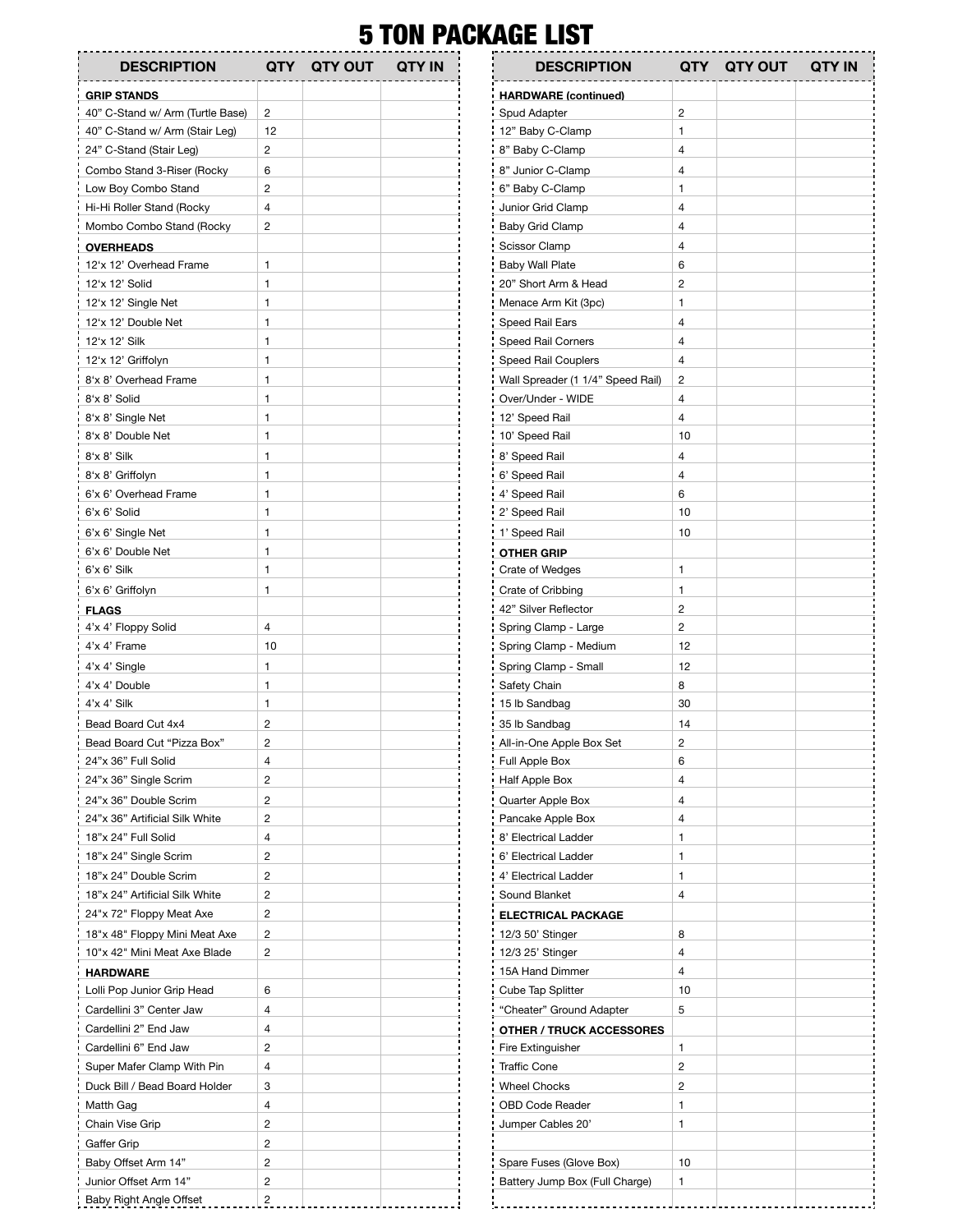# 5 TON PACKAGE LIST

| DESCRIPTION | QTY | QTY OUT | QTY IN |
|---|---|---|---|
| **GRIP STANDS** | | | |
| 40" C-Stand w/ Arm (Turtle Base) | 2 | | |
| 40" C-Stand w/ Arm (Stair Leg) | 12 | | |
| 24" C-Stand (Stair Leg) | 2 | | |
| Combo Stand 3-Riser (Rocky | 6 | | |
| Low Boy Combo Stand | 2 | | |
| Hi-Hi Roller Stand (Rocky | 4 | | |
| Mombo Combo Stand (Rocky | 2 | | |
| **OVERHEADS** | | | |
| 12'x 12' Overhead Frame | 1 | | |
| 12'x 12' Solid | 1 | | |
| 12'x 12' Single Net | 1 | | |
| 12'x 12' Double Net | 1 | | |
| 12'x 12' Silk | 1 | | |
| 12'x 12' Griffolyn | 1 | | |
| 8'x 8' Overhead Frame | 1 | | |
| 8'x 8' Solid | 1 | | |
| 8'x 8' Single Net | 1 | | |
| 8'x 8' Double Net | 1 | | |
| 8'x 8' Silk | 1 | | |
| 8'x 8' Griffolyn | 1 | | |
| 6'x 6' Overhead Frame | 1 | | |
| 6'x 6' Solid | 1 | | |
| 6'x 6' Single Net | 1 | | |
| 6'x 6' Double Net | 1 | | |
| 6'x 6' Silk | 1 | | |
| 6'x 6' Griffolyn | 1 | | |
| **FLAGS** | | | |
| 4'x 4' Floppy Solid | 4 | | |
| 4'x 4' Frame | 10 | | |
| 4'x 4' Single | 1 | | |
| 4'x 4' Double | 1 | | |
| 4'x 4' Silk | 1 | | |
| Bead Board Cut 4x4 | 2 | | |
| Bead Board Cut "Pizza Box" | 2 | | |
| 24"x 36" Full Solid | 4 | | |
| 24"x 36" Single Scrim | 2 | | |
| 24"x 36" Double Scrim | 2 | | |
| 24"x 36" Artificial Silk White | 2 | | |
| 18"x 24" Full Solid | 4 | | |
| 18"x 24" Single Scrim | 2 | | |
| 18"x 24" Double Scrim | 2 | | |
| 18"x 24" Artificial Silk White | 2 | | |
| 24"x 72" Floppy Meat Axe | 2 | | |
| 18"x 48" Floppy Mini Meat Axe | 2 | | |
| 10"x 42" Mini Meat Axe Blade | 2 | | |
| **HARDWARE** | | | |
| Lolli Pop Junior Grip Head | 6 | | |
| Cardellini 3" Center Jaw | 4 | | |
| Cardellini 2" End Jaw | 4 | | |
| Cardellini 6" End Jaw | 2 | | |
| Super Mafer Clamp With Pin | 4 | | |
| Duck Bill / Bead Board Holder | 3 | | |
| Matth Gag | 4 | | |
| Chain Vise Grip | 2 | | |
| Gaffer Grip | 2 | | |
| Baby Offset Arm 14" | 2 | | |
| Junior Offset Arm 14" | 2 | | |
| Baby Right Angle Offset | 2 | | |

| DESCRIPTION | QTY | QTY OUT | QTY IN |
|---|---|---|---|
| **HARDWARE (continued)** | | | |
| Spud Adapter | 2 | | |
| 12" Baby C-Clamp | 1 | | |
| 8" Baby C-Clamp | 4 | | |
| 8" Junior C-Clamp | 4 | | |
| 6" Baby C-Clamp | 1 | | |
| Junior Grid Clamp | 4 | | |
| Baby Grid Clamp | 4 | | |
| Scissor Clamp | 4 | | |
| Baby Wall Plate | 6 | | |
| 20" Short Arm & Head | 2 | | |
| Menace Arm Kit (3pc) | 1 | | |
| Speed Rail Ears | 4 | | |
| Speed Rail Corners | 4 | | |
| Speed Rail Couplers | 4 | | |
| Wall Spreader (1 1/4" Speed Rail) | 2 | | |
| Over/Under - WIDE | 4 | | |
| 12' Speed Rail | 4 | | |
| 10' Speed Rail | 10 | | |
| 8' Speed Rail | 4 | | |
| 6' Speed Rail | 4 | | |
| 4' Speed Rail | 6 | | |
| 2' Speed Rail | 10 | | |
| 1' Speed Rail | 10 | | |
| **OTHER GRIP** | | | |
| Crate of Wedges | 1 | | |
| Crate of Cribbing | 1 | | |
| 42" Silver Reflector | 2 | | |
| Spring Clamp - Large | 2 | | |
| Spring Clamp - Medium | 12 | | |
| Spring Clamp - Small | 12 | | |
| Safety Chain | 8 | | |
| 15 lb Sandbag | 30 | | |
| 35 lb Sandbag | 14 | | |
| All-in-One Apple Box Set | 2 | | |
| Full Apple Box | 6 | | |
| Half Apple Box | 4 | | |
| Quarter Apple Box | 4 | | |
| Pancake Apple Box | 4 | | |
| 8' Electrical Ladder | 1 | | |
| 6' Electrical Ladder | 1 | | |
| 4' Electrical Ladder | 1 | | |
| Sound Blanket | 4 | | |
| **ELECTRICAL PACKAGE** | | | |
| 12/3 50' Stinger | 8 | | |
| 12/3 25' Stinger | 4 | | |
| 15A Hand Dimmer | 4 | | |
| Cube Tap Splitter | 10 | | |
| "Cheater" Ground Adapter | 5 | | |
| **OTHER / TRUCK ACCESSORES** | | | |
| Fire Extinguisher | 1 | | |
| Traffic Cone | 2 | | |
| Wheel Chocks | 2 | | |
| OBD Code Reader | 1 | | |
| Jumper Cables 20' | 1 | | |
| | | | |
| Spare Fuses (Glove Box) | 10 | | |
| Battery Jump Box (Full Charge) | 1 | | |